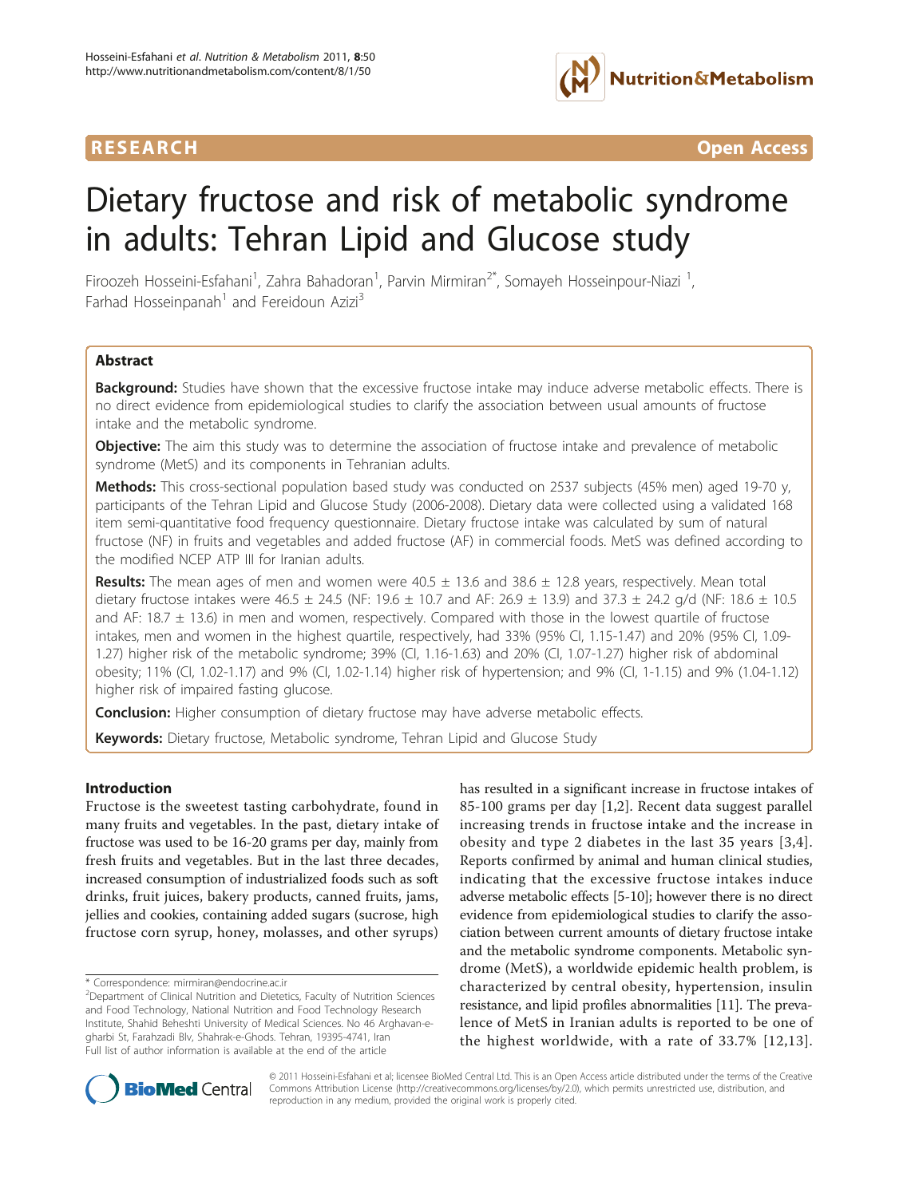RESEARCH Open Access

# Dietary fructose and risk of metabolic syndrome in adults: Tehran Lipid and Glucose study

Firoozeh Hosseini-Esfahani[1], Zahra Bahadoran[1], Parvin Mirmiran[2*], Somayeh Hosseinpour-Niazi [1], Farhad Hosseinpanah[1] and Fereidoun Azizi[3]

## Abstract

**Background:** Studies have shown that the excessive fructose intake may induce adverse metabolic effects. There is no direct evidence from epidemiological studies to clarify the association between usual amounts of fructose intake and the metabolic syndrome.

**Objective:** The aim this study was to determine the association of fructose intake and prevalence of metabolic syndrome (MetS) and its components in Tehranian adults.

**Methods:** This cross-sectional population based study was conducted on 2537 subjects (45% men) aged 19-70 y, participants of the Tehran Lipid and Glucose Study (2006-2008). Dietary data were collected using a validated 168 item semi-quantitative food frequency questionnaire. Dietary fructose intake was calculated by sum of natural fructose (NF) in fruits and vegetables and added fructose (AF) in commercial foods. MetS was defined according to the modified NCEP ATP III for Iranian adults.

**Results:** The mean ages of men and women were 40.5 ± 13.6 and 38.6 ± 12.8 years, respectively. Mean total dietary fructose intakes were 46.5 ± 24.5 (NF: 19.6 ± 10.7 and AF: 26.9 ± 13.9) and 37.3 ± 24.2 g/d (NF: 18.6 ± 10.5 and AF: 18.7 ± 13.6) in men and women, respectively. Compared with those in the lowest quartile of fructose intakes, men and women in the highest quartile, respectively, had 33% (95% CI, 1.15-1.47) and 20% (95% CI, 1.09-1.27) higher risk of the metabolic syndrome; 39% (CI, 1.16-1.63) and 20% (CI, 1.07-1.27) higher risk of abdominal obesity; 11% (CI, 1.02-1.17) and 9% (CI, 1.02-1.14) higher risk of hypertension; and 9% (CI, 1-1.15) and 9% (1.04-1.12) higher risk of impaired fasting glucose.

**Conclusion:** Higher consumption of dietary fructose may have adverse metabolic effects.

**Keywords:** Dietary fructose, Metabolic syndrome, Tehran Lipid and Glucose Study

## Introduction

Fructose is the sweetest tasting carbohydrate, found in many fruits and vegetables. In the past, dietary intake of fructose was used to be 16-20 grams per day, mainly from fresh fruits and vegetables. But in the last three decades, increased consumption of industrialized foods such as soft drinks, fruit juices, bakery products, canned fruits, jams, jellies and cookies, containing added sugars (sucrose, high fructose corn syrup, honey, molasses, and other syrups) has resulted in a significant increase in fructose intakes of 85-100 grams per day [1,2]. Recent data suggest parallel increasing trends in fructose intake and the increase in obesity and type 2 diabetes in the last 35 years [3,4]. Reports confirmed by animal and human clinical studies, indicating that the excessive fructose intakes induce adverse metabolic effects [5-10]; however there is no direct evidence from epidemiological studies to clarify the association between current amounts of dietary fructose intake and the metabolic syndrome components. Metabolic syndrome (MetS), a worldwide epidemic health problem, is characterized by central obesity, hypertension, insulin resistance, and lipid profiles abnormalities [11]. The prevalence of MetS in Iranian adults is reported to be one of the highest worldwide, with a rate of 33.7% [12,13].

\* Correspondence: mirmiran@endocrine.ac.ir
[2]Department of Clinical Nutrition and Dietetics, Faculty of Nutrition Sciences and Food Technology, National Nutrition and Food Technology Research Institute, Shahid Beheshti University of Medical Sciences. No 46 Arghavan-e-gharbi St, Farahzadi Blv, Shahrak-e-Ghods. Tehran, 19395-4741, Iran
Full list of author information is available at the end of the article

© 2011 Hosseini-Esfahani et al; licensee BioMed Central Ltd. This is an Open Access article distributed under the terms of the Creative Commons Attribution License (http://creativecommons.org/licenses/by/2.0), which permits unrestricted use, distribution, and reproduction in any medium, provided the original work is properly cited.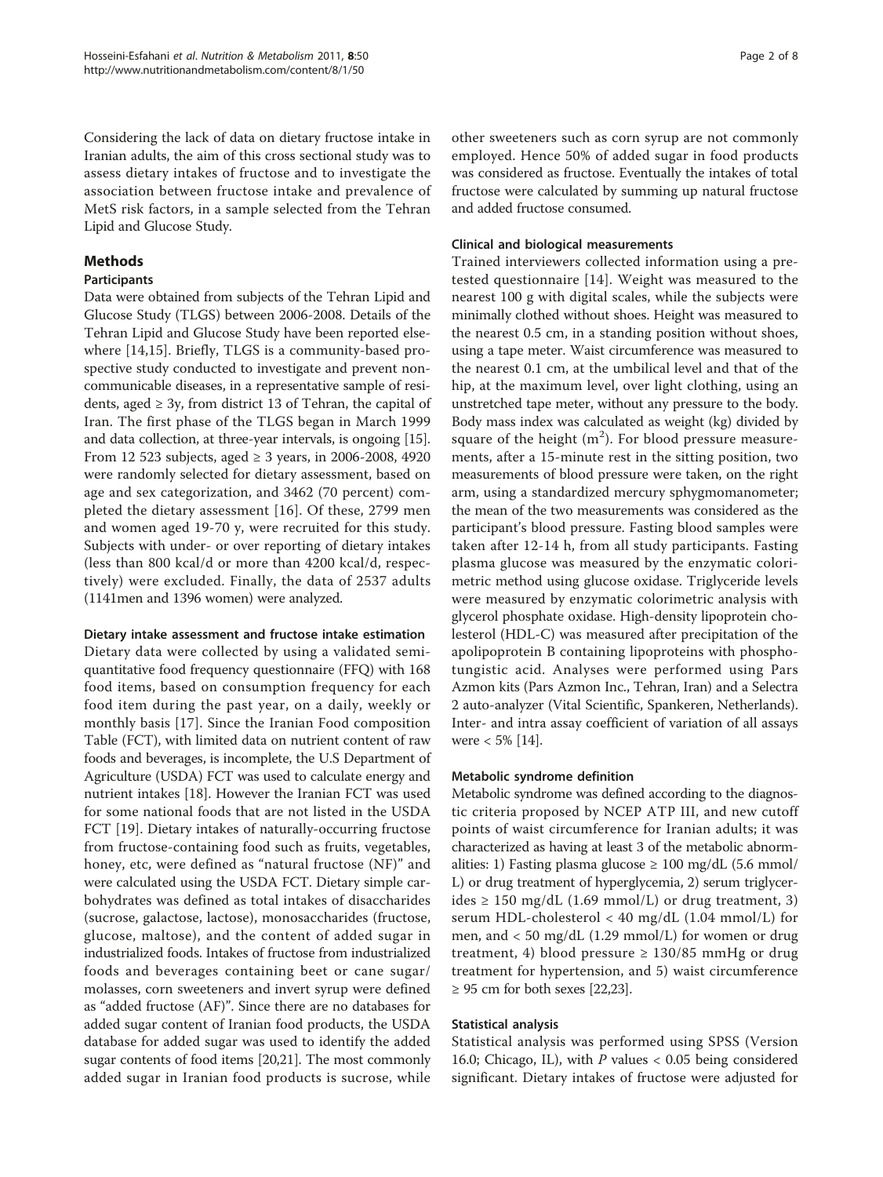Considering the lack of data on dietary fructose intake in Iranian adults, the aim of this cross sectional study was to assess dietary intakes of fructose and to investigate the association between fructose intake and prevalence of MetS risk factors, in a sample selected from the Tehran Lipid and Glucose Study.

## Methods

### Participants

Data were obtained from subjects of the Tehran Lipid and Glucose Study (TLGS) between 2006-2008. Details of the Tehran Lipid and Glucose Study have been reported elsewhere [14,15]. Briefly, TLGS is a community-based prospective study conducted to investigate and prevent non-communicable diseases, in a representative sample of residents, aged ≥ 3y, from district 13 of Tehran, the capital of Iran. The first phase of the TLGS began in March 1999 and data collection, at three-year intervals, is ongoing [15]. From 12 523 subjects, aged ≥ 3 years, in 2006-2008, 4920 were randomly selected for dietary assessment, based on age and sex categorization, and 3462 (70 percent) completed the dietary assessment [16]. Of these, 2799 men and women aged 19-70 y, were recruited for this study. Subjects with under- or over reporting of dietary intakes (less than 800 kcal/d or more than 4200 kcal/d, respectively) were excluded. Finally, the data of 2537 adults (1141men and 1396 women) were analyzed.

### Dietary intake assessment and fructose intake estimation

Dietary data were collected by using a validated semi-quantitative food frequency questionnaire (FFQ) with 168 food items, based on consumption frequency for each food item during the past year, on a daily, weekly or monthly basis [17]. Since the Iranian Food composition Table (FCT), with limited data on nutrient content of raw foods and beverages, is incomplete, the U.S Department of Agriculture (USDA) FCT was used to calculate energy and nutrient intakes [18]. However the Iranian FCT was used for some national foods that are not listed in the USDA FCT [19]. Dietary intakes of naturally-occurring fructose from fructose-containing food such as fruits, vegetables, honey, etc, were defined as "natural fructose (NF)" and were calculated using the USDA FCT. Dietary simple carbohydrates was defined as total intakes of disaccharides (sucrose, galactose, lactose), monosaccharides (fructose, glucose, maltose), and the content of added sugar in industrialized foods. Intakes of fructose from industrialized foods and beverages containing beet or cane sugar/molasses, corn sweeteners and invert syrup were defined as "added fructose (AF)". Since there are no databases for added sugar content of Iranian food products, the USDA database for added sugar was used to identify the added sugar contents of food items [20,21]. The most commonly added sugar in Iranian food products is sucrose, while other sweeteners such as corn syrup are not commonly employed. Hence 50% of added sugar in food products was considered as fructose. Eventually the intakes of total fructose were calculated by summing up natural fructose and added fructose consumed.

### Clinical and biological measurements

Trained interviewers collected information using a pre-tested questionnaire [14]. Weight was measured to the nearest 100 g with digital scales, while the subjects were minimally clothed without shoes. Height was measured to the nearest 0.5 cm, in a standing position without shoes, using a tape meter. Waist circumference was measured to the nearest 0.1 cm, at the umbilical level and that of the hip, at the maximum level, over light clothing, using an unstretched tape meter, without any pressure to the body. Body mass index was calculated as weight (kg) divided by square of the height ($m^2$). For blood pressure measurements, after a 15-minute rest in the sitting position, two measurements of blood pressure were taken, on the right arm, using a standardized mercury sphygmomanometer; the mean of the two measurements was considered as the participant's blood pressure. Fasting blood samples were taken after 12-14 h, from all study participants. Fasting plasma glucose was measured by the enzymatic colorimetric method using glucose oxidase. Triglyceride levels were measured by enzymatic colorimetric analysis with glycerol phosphate oxidase. High-density lipoprotein cholesterol (HDL-C) was measured after precipitation of the apolipoprotein B containing lipoproteins with phosphotungistic acid. Analyses were performed using Pars Azmon kits (Pars Azmon Inc., Tehran, Iran) and a Selectra 2 auto-analyzer (Vital Scientific, Spankeren, Netherlands). Inter- and intra assay coefficient of variation of all assays were < 5% [14].

### Metabolic syndrome definition

Metabolic syndrome was defined according to the diagnostic criteria proposed by NCEP ATP III, and new cutoff points of waist circumference for Iranian adults; it was characterized as having at least 3 of the metabolic abnormalities: 1) Fasting plasma glucose ≥ 100 mg/dL (5.6 mmol/L) or drug treatment of hyperglycemia, 2) serum triglycerides ≥ 150 mg/dL (1.69 mmol/L) or drug treatment, 3) serum HDL-cholesterol < 40 mg/dL (1.04 mmol/L) for men, and < 50 mg/dL (1.29 mmol/L) for women or drug treatment, 4) blood pressure ≥ 130/85 mmHg or drug treatment for hypertension, and 5) waist circumference ≥ 95 cm for both sexes [22,23].

### Statistical analysis

Statistical analysis was performed using SPSS (Version 16.0; Chicago, IL), with $P$ values < 0.05 being considered significant. Dietary intakes of fructose were adjusted for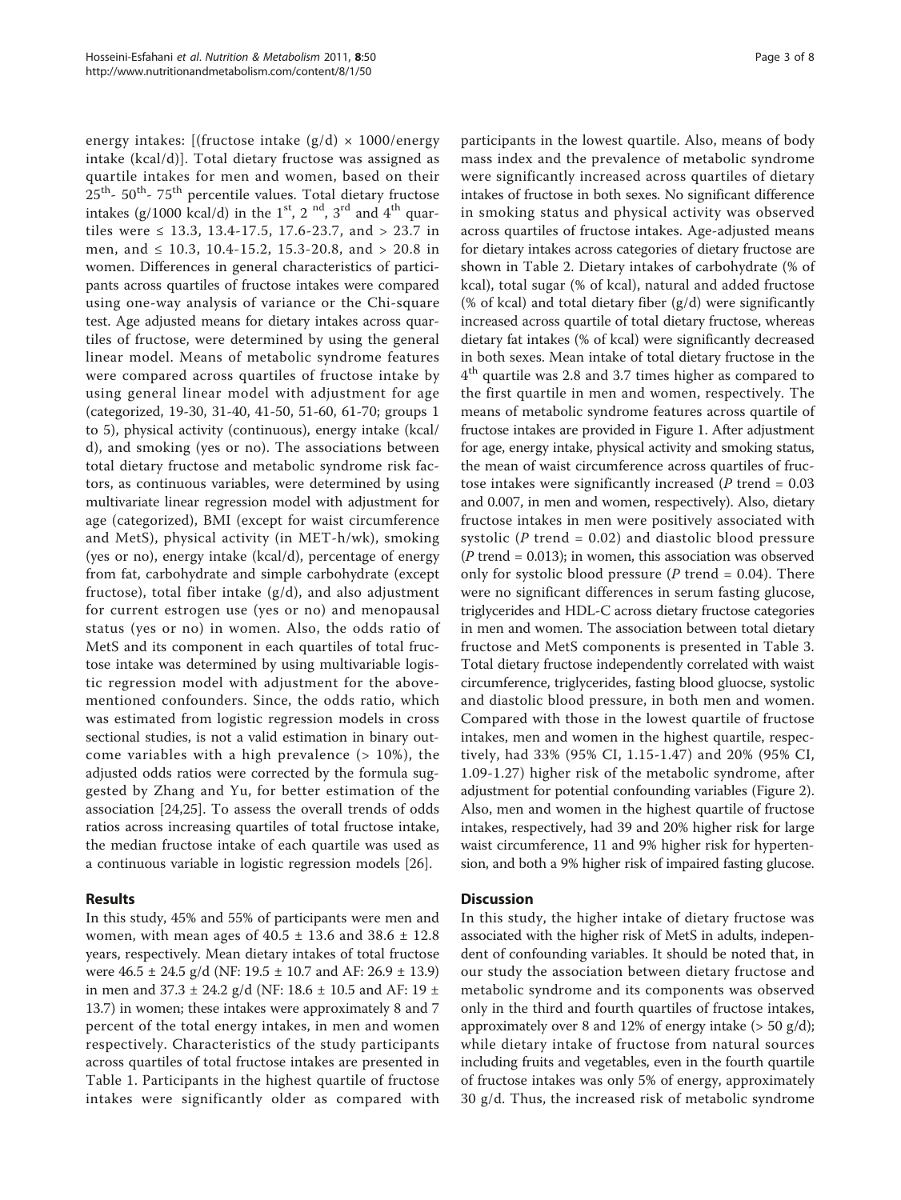energy intakes: [(fructose intake (g/d) × 1000/energy intake (kcal/d)]. Total dietary fructose was assigned as quartile intakes for men and women, based on their $25^{th}$- $50^{th}$- $75^{th}$ percentile values. Total dietary fructose intakes (g/1000 kcal/d) in the $1^{st}$, $2^{nd}$, $3^{rd}$ and $4^{th}$ quartiles were ≤ 13.3, 13.4-17.5, 17.6-23.7, and > 23.7 in men, and ≤ 10.3, 10.4-15.2, 15.3-20.8, and > 20.8 in women. Differences in general characteristics of participants across quartiles of fructose intakes were compared using one-way analysis of variance or the Chi-square test. Age adjusted means for dietary intakes across quartiles of fructose, were determined by using the general linear model. Means of metabolic syndrome features were compared across quartiles of fructose intake by using general linear model with adjustment for age (categorized, 19-30, 31-40, 41-50, 51-60, 61-70; groups 1 to 5), physical activity (continuous), energy intake (kcal/d), and smoking (yes or no). The associations between total dietary fructose and metabolic syndrome risk factors, as continuous variables, were determined by using multivariate linear regression model with adjustment for age (categorized), BMI (except for waist circumference and MetS), physical activity (in MET-h/wk), smoking (yes or no), energy intake (kcal/d), percentage of energy from fat, carbohydrate and simple carbohydrate (except fructose), total fiber intake (g/d), and also adjustment for current estrogen use (yes or no) and menopausal status (yes or no) in women. Also, the odds ratio of MetS and its component in each quartiles of total fructose intake was determined by using multivariable logistic regression model with adjustment for the above-mentioned confounders. Since, the odds ratio, which was estimated from logistic regression models in cross sectional studies, is not a valid estimation in binary outcome variables with a high prevalence (> 10%), the adjusted odds ratios were corrected by the formula suggested by Zhang and Yu, for better estimation of the association [24,25]. To assess the overall trends of odds ratios across increasing quartiles of total fructose intake, the median fructose intake of each quartile was used as a continuous variable in logistic regression models [26].

## Results

In this study, 45% and 55% of participants were men and women, with mean ages of 40.5 ± 13.6 and 38.6 ± 12.8 years, respectively. Mean dietary intakes of total fructose were 46.5 ± 24.5 g/d (NF: 19.5 ± 10.7 and AF: 26.9 ± 13.9) in men and 37.3 ± 24.2 g/d (NF: 18.6 ± 10.5 and AF: 19 ± 13.7) in women; these intakes were approximately 8 and 7 percent of the total energy intakes, in men and women respectively. Characteristics of the study participants across quartiles of total fructose intakes are presented in Table 1. Participants in the highest quartile of fructose intakes were significantly older as compared with participants in the lowest quartile. Also, means of body mass index and the prevalence of metabolic syndrome were significantly increased across quartiles of dietary intakes of fructose in both sexes. No significant difference in smoking status and physical activity was observed across quartiles of fructose intakes. Age-adjusted means for dietary intakes across categories of dietary fructose are shown in Table 2. Dietary intakes of carbohydrate (% of kcal), total sugar (% of kcal), natural and added fructose (% of kcal) and total dietary fiber (g/d) were significantly increased across quartile of total dietary fructose, whereas dietary fat intakes (% of kcal) were significantly decreased in both sexes. Mean intake of total dietary fructose in the $4^{th}$ quartile was 2.8 and 3.7 times higher as compared to the first quartile in men and women, respectively. The means of metabolic syndrome features across quartile of fructose intakes are provided in Figure 1. After adjustment for age, energy intake, physical activity and smoking status, the mean of waist circumference across quartiles of fructose intakes were significantly increased ($P$ trend = 0.03 and 0.007, in men and women, respectively). Also, dietary fructose intakes in men were positively associated with systolic ($P$ trend = 0.02) and diastolic blood pressure ($P$ trend = 0.013); in women, this association was observed only for systolic blood pressure ($P$ trend = 0.04). There were no significant differences in serum fasting glucose, triglycerides and HDL-C across dietary fructose categories in men and women. The association between total dietary fructose and MetS components is presented in Table 3. Total dietary fructose independently correlated with waist circumference, triglycerides, fasting blood gluocse, systolic and diastolic blood pressure, in both men and women. Compared with those in the lowest quartile of fructose intakes, men and women in the highest quartile, respectively, had 33% (95% CI, 1.15-1.47) and 20% (95% CI, 1.09-1.27) higher risk of the metabolic syndrome, after adjustment for potential confounding variables (Figure 2). Also, men and women in the highest quartile of fructose intakes, respectively, had 39 and 20% higher risk for large waist circumference, 11 and 9% higher risk for hypertension, and both a 9% higher risk of impaired fasting glucose.

## Discussion

In this study, the higher intake of dietary fructose was associated with the higher risk of MetS in adults, independent of confounding variables. It should be noted that, in our study the association between dietary fructose and metabolic syndrome and its components was observed only in the third and fourth quartiles of fructose intakes, approximately over 8 and 12% of energy intake (> 50 g/d); while dietary intake of fructose from natural sources including fruits and vegetables, even in the fourth quartile of fructose intakes was only 5% of energy, approximately 30 g/d. Thus, the increased risk of metabolic syndrome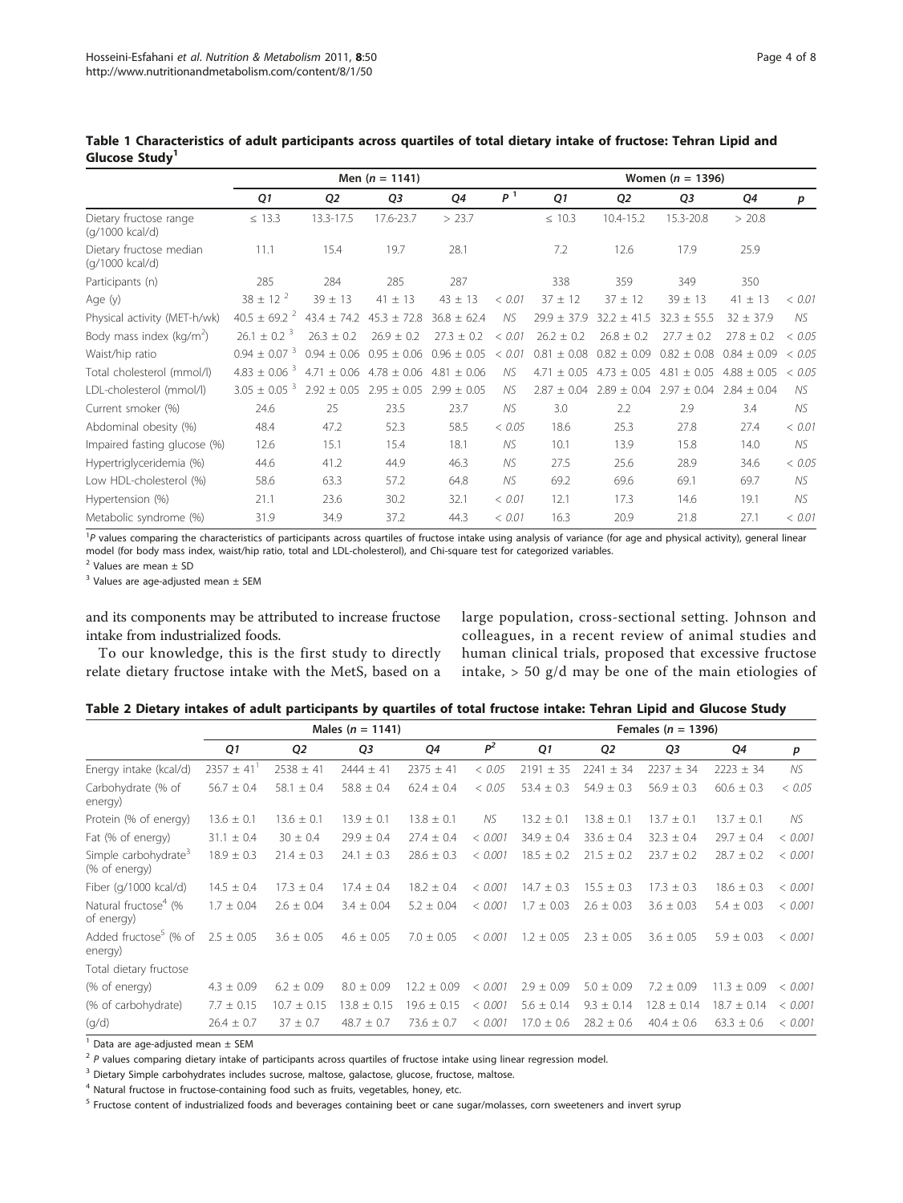**Table 1 Characteristics of adult participants across quartiles of total dietary intake of fructose: Tehran Lipid and Glucose Study[1]**

| | Men (n = 1141) | | | | | Women (n = 1396) | | | | |
|---|---|---|---|---|---|---|---|---|---|---|
| | Q1 | Q2 | Q3 | Q4 | P [1] | Q1 | Q2 | Q3 | Q4 | p |
| Dietary fructose range (g/1000 kcal/d) | ≤ 13.3 | 13.3-17.5 | 17.6-23.7 | > 23.7 | | ≤ 10.3 | 10.4-15.2 | 15.3-20.8 | > 20.8 | |
| Dietary fructose median (g/1000 kcal/d) | 11.1 | 15.4 | 19.7 | 28.1 | | 7.2 | 12.6 | 17.9 | 25.9 | |
| Participants (n) | 285 | 284 | 285 | 287 | | 338 | 359 | 349 | 350 | |
| Age (y) | 38 ± 12 [2] | 39 ± 13 | 41 ± 13 | 43 ± 13 | < 0.01 | 37 ± 12 | 37 ± 12 | 39 ± 13 | 41 ± 13 | < 0.01 |
| Physical activity (MET-h/wk) | 40.5 ± 69.2 [2] | 43.4 ± 74.2 | 45.3 ± 72.8 | 36.8 ± 62.4 | NS | 29.9 ± 37.9 | 32.2 ± 41.5 | 32.3 ± 55.5 | 32 ± 37.9 | NS |
| Body mass index (kg/m$^2$) | 26.1 ± 0.2 [3] | 26.3 ± 0.2 | 26.9 ± 0.2 | 27.3 ± 0.2 | < 0.01 | 26.2 ± 0.2 | 26.8 ± 0.2 | 27.7 ± 0.2 | 27.8 ± 0.2 | < 0.05 |
| Waist/hip ratio | 0.94 ± 0.07 [3] | 0.94 ± 0.06 | 0.95 ± 0.06 | 0.96 ± 0.05 | < 0.01 | 0.81 ± 0.08 | 0.82 ± 0.09 | 0.82 ± 0.08 | 0.84 ± 0.09 | < 0.05 |
| Total cholesterol (mmol/l) | 4.83 ± 0.06 [3] | 4.71 ± 0.06 | 4.78 ± 0.06 | 4.81 ± 0.06 | NS | 4.71 ± 0.05 | 4.73 ± 0.05 | 4.81 ± 0.05 | 4.88 ± 0.05 | < 0.05 |
| LDL-cholesterol (mmol/l) | 3.05 ± 0.05 [3] | 2.92 ± 0.05 | 2.95 ± 0.05 | 2.99 ± 0.05 | NS | 2.87 ± 0.04 | 2.89 ± 0.04 | 2.97 ± 0.04 | 2.84 ± 0.04 | NS |
| Current smoker (%) | 24.6 | 25 | 23.5 | 23.7 | NS | 3.0 | 2.2 | 2.9 | 3.4 | NS |
| Abdominal obesity (%) | 48.4 | 47.2 | 52.3 | 58.5 | < 0.05 | 18.6 | 25.3 | 27.8 | 27.4 | < 0.01 |
| Impaired fasting glucose (%) | 12.6 | 15.1 | 15.4 | 18.1 | NS | 10.1 | 13.9 | 15.8 | 14.0 | NS |
| Hypertriglyceridemia (%) | 44.6 | 41.2 | 44.9 | 46.3 | NS | 27.5 | 25.6 | 28.9 | 34.6 | < 0.05 |
| Low HDL-cholesterol (%) | 58.6 | 63.3 | 57.2 | 64.8 | NS | 69.2 | 69.6 | 69.1 | 69.7 | NS |
| Hypertension (%) | 21.1 | 23.6 | 30.2 | 32.1 | < 0.01 | 12.1 | 17.3 | 14.6 | 19.1 | NS |
| Metabolic syndrome (%) | 31.9 | 34.9 | 37.2 | 44.3 | < 0.01 | 16.3 | 20.9 | 21.8 | 27.1 | < 0.01 |

[1]P values comparing the characteristics of participants across quartiles of fructose intake using analysis of variance (for age and physical activity), general linear model (for body mass index, waist/hip ratio, total and LDL-cholesterol), and Chi-square test for categorized variables.

[2] Values are mean ± SD

[3] Values are age-adjusted mean ± SEM

and its components may be attributed to increase fructose intake from industrialized foods.

To our knowledge, this is the first study to directly relate dietary fructose intake with the MetS, based on a large population, cross-sectional setting. Johnson and colleagues, in a recent review of animal studies and human clinical trials, proposed that excessive fructose intake, > 50 g/d may be one of the main etiologies of

**Table 2 Dietary intakes of adult participants by quartiles of total fructose intake: Tehran Lipid and Glucose Study**

| | Males (n = 1141) | | | | | Females (n = 1396) | | | | |
|---|---|---|---|---|---|---|---|---|---|---|
| | Q1 | Q2 | Q3 | Q4 | P[2] | Q1 | Q2 | Q3 | Q4 | p |
| Energy intake (kcal/d) | 2357 ± 41[1] | 2538 ± 41 | 2444 ± 41 | 2375 ± 41 | < 0.05 | 2191 ± 35 | 2241 ± 34 | 2237 ± 34 | 2223 ± 34 | NS |
| Carbohydrate (% of energy) | 56.7 ± 0.4 | 58.1 ± 0.4 | 58.8 ± 0.4 | 62.4 ± 0.4 | < 0.05 | 53.4 ± 0.3 | 54.9 ± 0.3 | 56.9 ± 0.3 | 60.6 ± 0.3 | < 0.05 |
| Protein (% of energy) | 13.6 ± 0.1 | 13.6 ± 0.1 | 13.9 ± 0.1 | 13.8 ± 0.1 | NS | 13.2 ± 0.1 | 13.8 ± 0.1 | 13.7 ± 0.1 | 13.7 ± 0.1 | NS |
| Fat (% of energy) | 31.1 ± 0.4 | 30 ± 0.4 | 29.9 ± 0.4 | 27.4 ± 0.4 | < 0.001 | 34.9 ± 0.4 | 33.6 ± 0.4 | 32.3 ± 0.4 | 29.7 ± 0.4 | < 0.001 |
| Simple carbohydrate[3] (% of energy) | 18.9 ± 0.3 | 21.4 ± 0.3 | 24.1 ± 0.3 | 28.6 ± 0.3 | < 0.001 | 18.5 ± 0.2 | 21.5 ± 0.2 | 23.7 ± 0.2 | 28.7 ± 0.2 | < 0.001 |
| Fiber (g/1000 kcal/d) | 14.5 ± 0.4 | 17.3 ± 0.4 | 17.4 ± 0.4 | 18.2 ± 0.4 | < 0.001 | 14.7 ± 0.3 | 15.5 ± 0.3 | 17.3 ± 0.3 | 18.6 ± 0.3 | < 0.001 |
| Natural fructose[4] (% of energy) | 1.7 ± 0.04 | 2.6 ± 0.04 | 3.4 ± 0.04 | 5.2 ± 0.04 | < 0.001 | 1.7 ± 0.03 | 2.6 ± 0.03 | 3.6 ± 0.03 | 5.4 ± 0.03 | < 0.001 |
| Added fructose[5] (% of energy) | 2.5 ± 0.05 | 3.6 ± 0.05 | 4.6 ± 0.05 | 7.0 ± 0.05 | < 0.001 | 1.2 ± 0.05 | 2.3 ± 0.05 | 3.6 ± 0.05 | 5.9 ± 0.03 | < 0.001 |
| Total dietary fructose | | | | | | | | | | |
| (% of energy) | 4.3 ± 0.09 | 6.2 ± 0.09 | 8.0 ± 0.09 | 12.2 ± 0.09 | < 0.001 | 2.9 ± 0.09 | 5.0 ± 0.09 | 7.2 ± 0.09 | 11.3 ± 0.09 | < 0.001 |
| (% of carbohydrate) | 7.7 ± 0.15 | 10.7 ± 0.15 | 13.8 ± 0.15 | 19.6 ± 0.15 | < 0.001 | 5.6 ± 0.14 | 9.3 ± 0.14 | 12.8 ± 0.14 | 18.7 ± 0.14 | < 0.001 |
| (g/d) | 26.4 ± 0.7 | 37 ± 0.7 | 48.7 ± 0.7 | 73.6 ± 0.7 | < 0.001 | 17.0 ± 0.6 | 28.2 ± 0.6 | 40.4 ± 0.6 | 63.3 ± 0.6 | < 0.001 |

[1] Data are age-adjusted mean ± SEM

[2] P values comparing dietary intake of participants across quartiles of fructose intake using linear regression model.

[3] Dietary Simple carbohydrates includes sucrose, maltose, galactose, glucose, fructose, maltose.

[4] Natural fructose in fructose-containing food such as fruits, vegetables, honey, etc.

[5] Fructose content of industrialized foods and beverages containing beet or cane sugar/molasses, corn sweeteners and invert syrup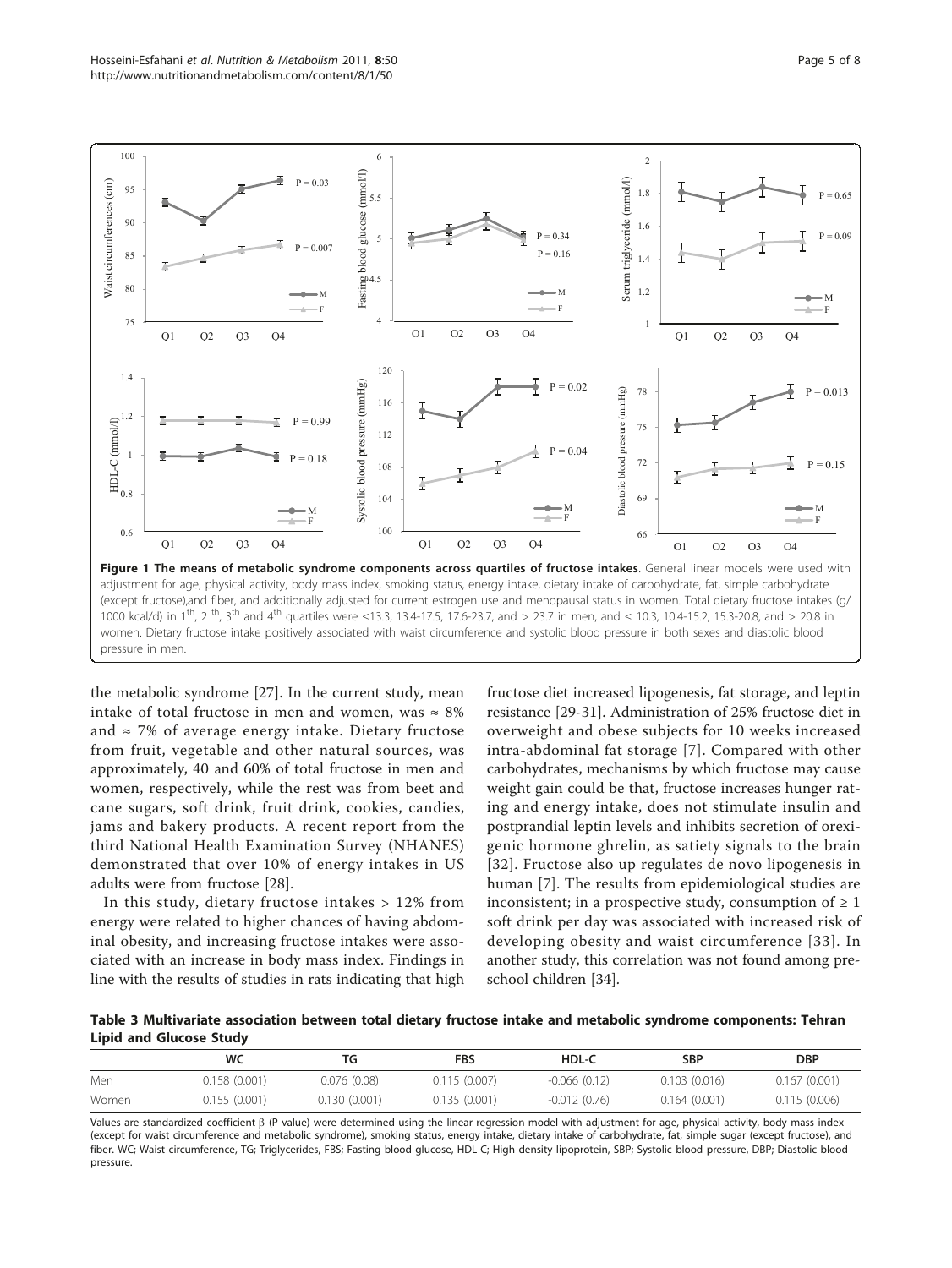**Figure 1 The means of metabolic syndrome components across quartiles of fructose intakes**. General linear models were used with adjustment for age, physical activity, body mass index, smoking status, energy intake, dietary intake of carbohydrate, fat, simple carbohydrate (except fructose),and fiber, and additionally adjusted for current estrogen use and menopausal status in women. Total dietary fructose intakes (g/1000 kcal/d) in 1[th], 2 [th], 3[th] and 4[th] quartiles were ≤13.3, 13.4-17.5, 17.6-23.7, and > 23.7 in men, and ≤ 10.3, 10.4-15.2, 15.3-20.8, and > 20.8 in women. Dietary fructose intake positively associated with waist circumference and systolic blood pressure in both sexes and diastolic blood pressure in men.

the metabolic syndrome [27]. In the current study, mean intake of total fructose in men and women, was ≈ 8% and ≈ 7% of average energy intake. Dietary fructose from fruit, vegetable and other natural sources, was approximately, 40 and 60% of total fructose in men and women, respectively, while the rest was from beet and cane sugars, soft drink, fruit drink, cookies, candies, jams and bakery products. A recent report from the third National Health Examination Survey (NHANES) demonstrated that over 10% of energy intakes in US adults were from fructose [28].

In this study, dietary fructose intakes > 12% from energy were related to higher chances of having abdominal obesity, and increasing fructose intakes were associated with an increase in body mass index. Findings in line with the results of studies in rats indicating that high fructose diet increased lipogenesis, fat storage, and leptin resistance [29-31]. Administration of 25% fructose diet in overweight and obese subjects for 10 weeks increased intra-abdominal fat storage [7]. Compared with other carbohydrates, mechanisms by which fructose may cause weight gain could be that, fructose increases hunger rating and energy intake, does not stimulate insulin and postprandial leptin levels and inhibits secretion of orexigenic hormone ghrelin, as satiety signals to the brain [32]. Fructose also up regulates de novo lipogenesis in human [7]. The results from epidemiological studies are inconsistent; in a prospective study, consumption of ≥ 1 soft drink per day was associated with increased risk of developing obesity and waist circumference [33]. In another study, this correlation was not found among preschool children [34].

**Table 3 Multivariate association between total dietary fructose intake and metabolic syndrome components: Tehran Lipid and Glucose Study**

| | WC | TG | FBS | HDL-C | SBP | DBP |
|---|---|---|---|---|---|---|
| Men | 0.158 (0.001) | 0.076 (0.08) | 0.115 (0.007) | -0.066 (0.12) | 0.103 (0.016) | 0.167 (0.001) |
| Women | 0.155 (0.001) | 0.130 (0.001) | 0.135 (0.001) | -0.012 (0.76) | 0.164 (0.001) | 0.115 (0.006) |

Values are standardized coefficient β (P value) were determined using the linear regression model with adjustment for age, physical activity, body mass index (except for waist circumference and metabolic syndrome), smoking status, energy intake, dietary intake of carbohydrate, fat, simple sugar (except fructose), and fiber. WC; Waist circumference, TG; Triglycerides, FBS; Fasting blood glucose, HDL-C; High density lipoprotein, SBP; Systolic blood pressure, DBP; Diastolic blood pressure.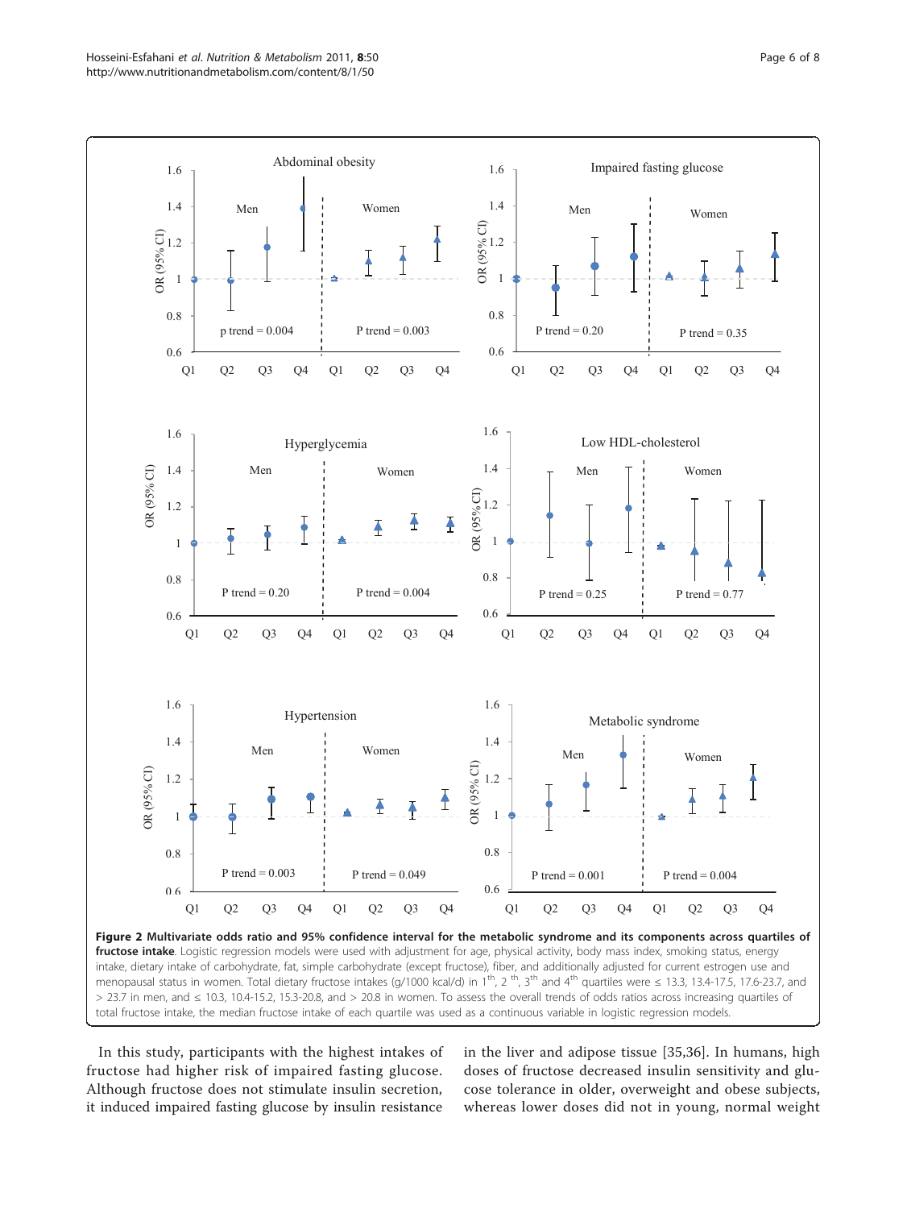**Figure 2 Multivariate odds ratio and 95% confidence interval for the metabolic syndrome and its components across quartiles of fructose intake**. Logistic regression models were used with adjustment for age, physical activity, body mass index, smoking status, energy intake, dietary intake of carbohydrate, fat, simple carbohydrate (except fructose), fiber, and additionally adjusted for current estrogen use and menopausal status in women. Total dietary fructose intakes (g/1000 kcal/d) in 1[th], 2 [th], 3[th] and 4[th] quartiles were ≤ 13.3, 13.4-17.5, 17.6-23.7, and > 23.7 in men, and ≤ 10.3, 10.4-15.2, 15.3-20.8, and > 20.8 in women. To assess the overall trends of odds ratios across increasing quartiles of total fructose intake, the median fructose intake of each quartile was used as a continuous variable in logistic regression models.

In this study, participants with the highest intakes of fructose had higher risk of impaired fasting glucose. Although fructose does not stimulate insulin secretion, it induced impaired fasting glucose by insulin resistance in the liver and adipose tissue [35,36]. In humans, high doses of fructose decreased insulin sensitivity and glucose tolerance in older, overweight and obese subjects, whereas lower doses did not in young, normal weight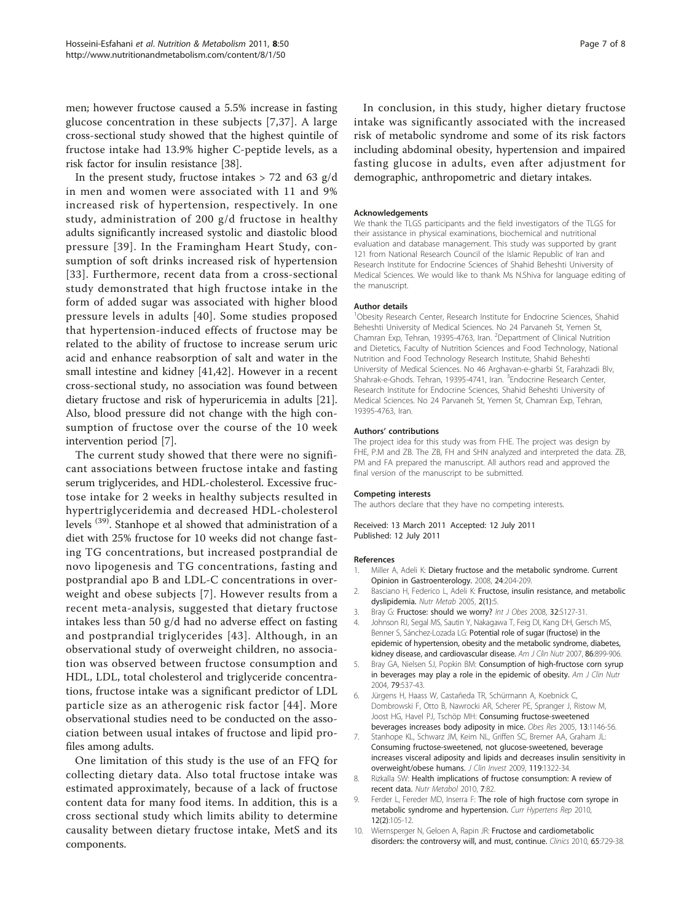men; however fructose caused a 5.5% increase in fasting glucose concentration in these subjects [7,37]. A large cross-sectional study showed that the highest quintile of fructose intake had 13.9% higher C-peptide levels, as a risk factor for insulin resistance [38].

In the present study, fructose intakes > 72 and 63 g/d in men and women were associated with 11 and 9% increased risk of hypertension, respectively. In one study, administration of 200 g/d fructose in healthy adults significantly increased systolic and diastolic blood pressure [39]. In the Framingham Heart Study, consumption of soft drinks increased risk of hypertension [33]. Furthermore, recent data from a cross-sectional study demonstrated that high fructose intake in the form of added sugar was associated with higher blood pressure levels in adults [40]. Some studies proposed that hypertension-induced effects of fructose may be related to the ability of fructose to increase serum uric acid and enhance reabsorption of salt and water in the small intestine and kidney [41,42]. However in a recent cross-sectional study, no association was found between dietary fructose and risk of hyperuricemia in adults [21]. Also, blood pressure did not change with the high consumption of fructose over the course of the 10 week intervention period [7].

The current study showed that there were no significant associations between fructose intake and fasting serum triglycerides, and HDL-cholesterol. Excessive fructose intake for 2 weeks in healthy subjects resulted in hypertriglyceridemia and decreased HDL-cholesterol levels [39]. Stanhope et al showed that administration of a diet with 25% fructose for 10 weeks did not change fasting TG concentrations, but increased postprandial de novo lipogenesis and TG concentrations, fasting and postprandial apo B and LDL-C concentrations in overweight and obese subjects [7]. However results from a recent meta-analysis, suggested that dietary fructose intakes less than 50 g/d had no adverse effect on fasting and postprandial triglycerides [43]. Although, in an observational study of overweight children, no association was observed between fructose consumption and HDL, LDL, total cholesterol and triglyceride concentrations, fructose intake was a significant predictor of LDL particle size as an atherogenic risk factor [44]. More observational studies need to be conducted on the association between usual intakes of fructose and lipid profiles among adults.

One limitation of this study is the use of an FFQ for collecting dietary data. Also total fructose intake was estimated approximately, because of a lack of fructose content data for many food items. In addition, this is a cross sectional study which limits ability to determine causality between dietary fructose intake, MetS and its components.

In conclusion, in this study, higher dietary fructose intake was significantly associated with the increased risk of metabolic syndrome and some of its risk factors including abdominal obesity, hypertension and impaired fasting glucose in adults, even after adjustment for demographic, anthropometric and dietary intakes.

#### Acknowledgements

We thank the TLGS participants and the field investigators of the TLGS for their assistance in physical examinations, biochemical and nutritional evaluation and database management. This study was supported by grant 121 from National Research Council of the Islamic Republic of Iran and Research Institute for Endocrine Sciences of Shahid Beheshti University of Medical Sciences. We would like to thank Ms N.Shiva for language editing of the manuscript.

#### Author details

[1]Obesity Research Center, Research Institute for Endocrine Sciences, Shahid Beheshti University of Medical Sciences. No 24 Parvaneh St, Yemen St, Chamran Exp, Tehran, 19395-4763, Iran. [2]Department of Clinical Nutrition and Dietetics, Faculty of Nutrition Sciences and Food Technology, National Nutrition and Food Technology Research Institute, Shahid Beheshti University of Medical Sciences. No 46 Arghavan-e-gharbi St, Farahzadi Blv, Shahrak-e-Ghods. Tehran, 19395-4741, Iran. [3]Endocrine Research Center, Research Institute for Endocrine Sciences, Shahid Beheshti University of Medical Sciences. No 24 Parvaneh St, Yemen St, Chamran Exp, Tehran, 19395-4763, Iran.

#### Authors' contributions

The project idea for this study was from FHE. The project was design by FHE, P.M and ZB. The ZB, FH and SHN analyzed and interpreted the data. ZB, PM and FA prepared the manuscript. All authors read and approved the final version of the manuscript to be submitted.

#### Competing interests

The authors declare that they have no competing interests.

Received: 13 March 2011 Accepted: 12 July 2011
Published: 12 July 2011

#### References

1. Miller A, Adeli K: **Dietary fructose and the metabolic syndrome.** Current Opinion in Gastroenterology. 2008, **24**:204-209.
2. Basciano H, Federico L, Adeli K: **Fructose, insulin resistance, and metabolic dyslipidemia.** *Nutr Metab* 2005, **2(1)**:5.
3. Bray G: **Fructose: should we worry?** *Int J Obes* 2008, **32**:S127-31.
4. Johnson RJ, Segal MS, Sautin Y, Nakagawa T, Feig DI, Kang DH, Gersch MS, Benner S, Sánchez-Lozada LG: **Potential role of sugar (fructose) in the epidemic of hypertension, obesity and the metabolic syndrome, diabetes, kidney disease, and cardiovascular disease.** *Am J Clin Nutr* 2007, **86**:899-906.
5. Bray GA, Nielsen SJ, Popkin BM: **Consumption of high-fructose corn syrup in beverages may play a role in the epidemic of obesity.** *Am J Clin Nutr* 2004, **79**:537-43.
6. Jürgens H, Haass W, Castañeda TR, Schürmann A, Koebnick C, Dombrowski F, Otto B, Nawrocki AR, Scherer PE, Spranger J, Ristow M, Joost HG, Havel PJ, Tschöp MH: **Consuming fructose-sweetened beverages increases body adiposity in mice.** *Obes Res* 2005, **13**:1146-56.
7. Stanhope KL, Schwarz JM, Keim NL, Griffen SC, Bremer AA, Graham JL: **Consuming fructose-sweetened, not glucose-sweetened, beverage increases visceral adiposity and lipids and decreases insulin sensitivity in overweight/obese humans.** *J Clin Invest* 2009, **119**:1322-34.
8. Rizkalla SW: **Health implications of fructose consumption: A review of recent data.** *Nutr Metabol* 2010, **7**:82.
9. Ferder L, Fereder MD, Inserra F: **The role of high fructose corn syrope in metabolic syndrome and hypertension.** *Curr Hypertens Rep* 2010, **12(2)**:105-12.
10. Wiernsperger N, Geloen A, Rapin JR: **Fructose and cardiometabolic disorders: the controversy will, and must, continue.** *Clinics* 2010, **65**:729-38.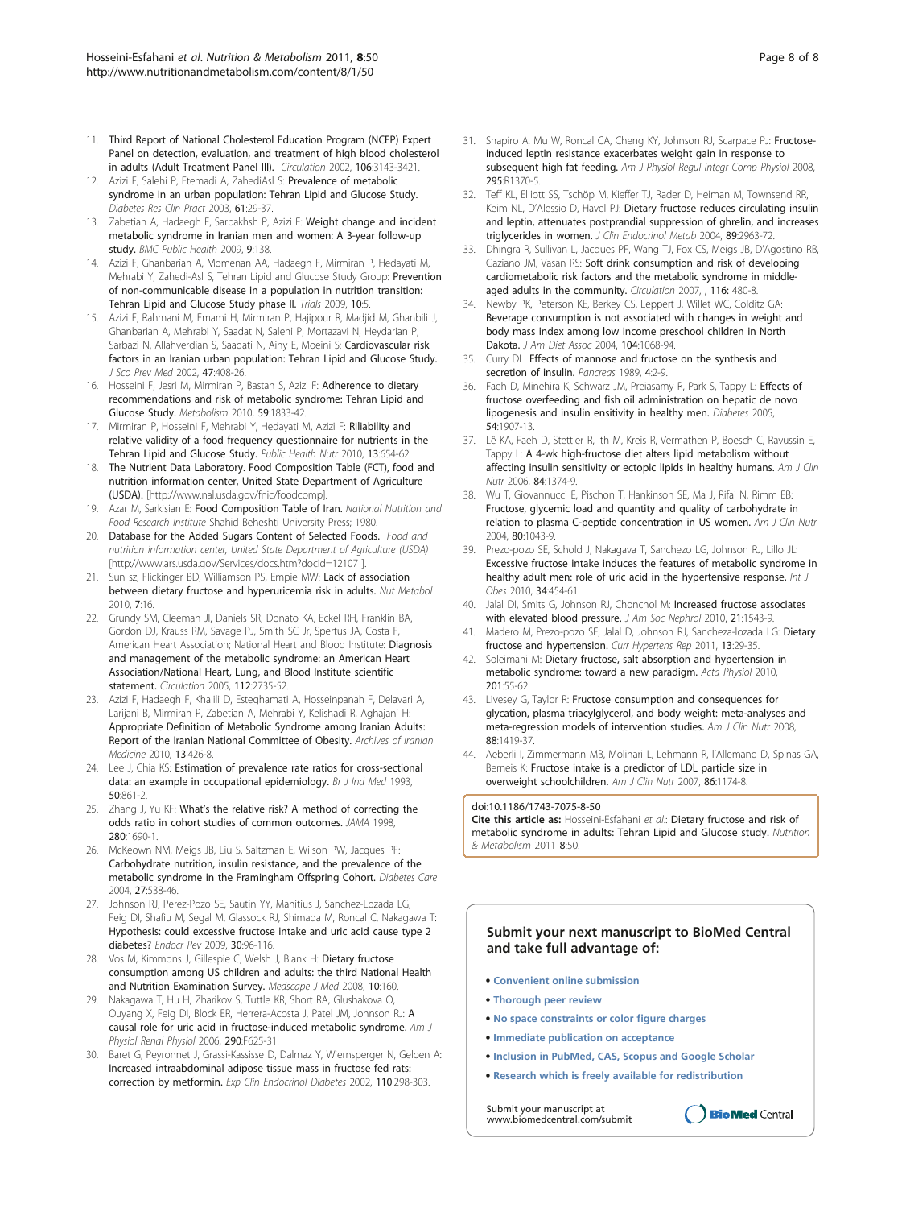11. Third Report of National Cholesterol Education Program (NCEP) Expert Panel on detection, evaluation, and treatment of high blood cholesterol in adults (Adult Treatment Panel III). *Circulation* 2002, **106**:3143-3421.
12. Azizi F, Salehi P, Etemadi A, ZahediAsl S: **Prevalence of metabolic syndrome in an urban population: Tehran Lipid and Glucose Study.** *Diabetes Res Clin Pract* 2003, **61**:29-37.
13. Zabetian A, Hadaegh F, Sarbakhsh P, Azizi F: **Weight change and incident metabolic syndrome in Iranian men and women: A 3-year follow-up study.** *BMC Public Health* 2009, **9**:138.
14. Azizi F, Ghanbarian A, Momenan AA, Hadaegh F, Mirmiran P, Hedayati M, Mehrabi Y, Zahedi-Asl S, Tehran Lipid and Glucose Study Group: **Prevention of non-communicable disease in a population in nutrition transition: Tehran Lipid and Glucose Study phase II.** *Trials* 2009, **10**:5.
15. Azizi F, Rahmani M, Emami H, Mirmiran P, Hajipour R, Madjid M, Ghanbili J, Ghanbarian A, Mehrabi Y, Saadat N, Salehi P, Mortazavi N, Heydarian P, Sarbazi N, Allahverdian S, Saadati N, Ainy E, Moeini S: **Cardiovascular risk factors in an Iranian urban population: Tehran Lipid and Glucose Study.** *J Sco Prev Med* 2002, **47**:408-26.
16. Hosseini F, Jesri M, Mirmiran P, Bastan S, Azizi F: **Adherence to dietary recommendations and risk of metabolic syndrome: Tehran Lipid and Glucose Study.** *Metabolism* 2010, **59**:1833-42.
17. Mirmiran P, Hosseini F, Mehrabi Y, Hedayati M, Azizi F: **Riliability and relative validity of a food frequency questionnaire for nutrients in the Tehran Lipid and Glucose Study.** *Public Health Nutr* 2010, **13**:654-62.
18. The Nutrient Data Laboratory. Food Composition Table (FCT), food and nutrition information center, United State Department of Agriculture (USDA). [http://www.nal.usda.gov/fnic/foodcomp].
19. Azar M, Sarkisian E: **Food Composition Table of Iran.** *National Nutrition and Food Research Institute* Shahid Beheshti University Press; 1980.
20. **Database for the Added Sugars Content of Selected Foods.** *Food and nutrition information center, United State Department of Agriculture (USDA)* [http://www.ars.usda.gov/Services/docs.htm?docid=12107 ].
21. Sun sz, Flickinger BD, Williamson PS, Empie MW: **Lack of association between dietary fructose and hyperuricemia risk in adults.** *Nut Metabol* 2010, **7**:16.
22. Grundy SM, Cleeman JI, Daniels SR, Donato KA, Eckel RH, Franklin BA, Gordon DJ, Krauss RM, Savage PJ, Smith SC Jr, Spertus JA, Costa F, American Heart Association; National Heart and Blood Institute: **Diagnosis and management of the metabolic syndrome: an American Heart Association/National Heart, Lung, and Blood Institute scientific statement.** *Circulation* 2005, **112**:2735-52.
23. Azizi F, Hadaegh F, Khalili D, Esteghamati A, Hosseinpanah F, Delavari A, Larijani B, Mirmiran P, Zabetian A, Mehrabi Y, Kelishadi R, Aghajani H: **Appropriate Definition of Metabolic Syndrome among Iranian Adults: Report of the Iranian National Committee of Obesity.** *Archives of Iranian Medicine* 2010, **13**:426-8.
24. Lee J, Chia KS: **Estimation of prevalence rate ratios for cross-sectional data: an example in occupational epidemiology.** *Br J Ind Med* 1993, **50**:861-2.
25. Zhang J, Yu KF: **What's the relative risk? A method of correcting the odds ratio in cohort studies of common outcomes.** *JAMA* 1998, **280**:1690-1.
26. McKeown NM, Meigs JB, Liu S, Saltzman E, Wilson PW, Jacques PF: **Carbohydrate nutrition, insulin resistance, and the prevalence of the metabolic syndrome in the Framingham Offspring Cohort.** *Diabetes Care* 2004, **27**:538-46.
27. Johnson RJ, Perez-Pozo SE, Sautin YY, Manitius J, Sanchez-Lozada LG, Feig DI, Shafiu M, Segal M, Glassock RJ, Shimada M, Roncal C, Nakagawa T: **Hypothesis: could excessive fructose intake and uric acid cause type 2 diabetes?** *Endocr Rev* 2009, **30**:96-116.
28. Vos M, Kimmons J, Gillespie C, Welsh J, Blank H: **Dietary fructose consumption among US children and adults: the third National Health and Nutrition Examination Survey.** *Medscape J Med* 2008, **10**:160.
29. Nakagawa T, Hu H, Zharikov S, Tuttle KR, Short RA, Glushakova O, Ouyang X, Feig DI, Block ER, Herrera-Acosta J, Patel JM, Johnson RJ: **A causal role for uric acid in fructose-induced metabolic syndrome.** *Am J Physiol Renal Physiol* 2006, **290**:F625-31.
30. Baret G, Peyronnet J, Grassi-Kassisse D, Dalmaz Y, Wiernsperger N, Geloen A: **Increased intraabdominal adipose tissue mass in fructose fed rats: correction by metformin.** *Exp Clin Endocrinol Diabetes* 2002, **110**:298-303.
31. Shapiro A, Mu W, Roncal CA, Cheng KY, Johnson RJ, Scarpace PJ: **Fructose-induced leptin resistance exacerbates weight gain in response to subsequent high fat feeding.** *Am J Physiol Regul Integr Comp Physiol* 2008, **295**:R1370-5.
32. Teff KL, Elliott SS, Tschöp M, Kieffer TJ, Rader D, Heiman M, Townsend RR, Keim NL, D'Alessio D, Havel PJ: **Dietary fructose reduces circulating insulin and leptin, attenuates postprandial suppression of ghrelin, and increases triglycerides in women.** *J Clin Endocrinol Metab* 2004, **89**:2963-72.
33. Dhingra R, Sullivan L, Jacques PF, Wang TJ, Fox CS, Meigs JB, D'Agostino RB, Gaziano JM, Vasan RS: **Soft drink consumption and risk of developing cardiometabolic risk factors and the metabolic syndrome in middle-aged adults in the community.** *Circulation* 2007, , **116**: 480-8.
34. Newby PK, Peterson KE, Berkey CS, Leppert J, Willet WC, Colditz GA: **Beverage consumption is not associated with changes in weight and body mass index among low income preschool children in North Dakota.** *J Am Diet Assoc* 2004, **104**:1068-94.
35. Curry DL: **Effects of mannose and fructose on the synthesis and secretion of insulin.** *Pancreas* 1989, **4**:2-9.
36. Faeh D, Minehira K, Schwarz JM, Preiasamy R, Park S, Tappy L: **Effects of fructose overfeeding and fish oil administration on hepatic de novo lipogenesis and insulin ensitivity in healthy men.** *Diabetes* 2005, **54**:1907-13.
37. Lê KA, Faeh D, Stettler R, Ith M, Kreis R, Vermathen P, Boesch C, Ravussin E, Tappy L: **A 4-wk high-fructose diet alters lipid metabolism without affecting insulin sensitivity or ectopic lipids in healthy humans.** *Am J Clin Nutr* 2006, **84**:1374-9.
38. Wu T, Giovannucci E, Pischon T, Hankinson SE, Ma J, Rifai N, Rimm EB: **Fructose, glycemic load and quantity and quality of carbohydrate in relation to plasma C-peptide concentration in US women.** *Am J Clin Nutr* 2004, **80**:1043-9.
39. Prezo-pozo SE, Schold J, Nakagava T, Sanchezo LG, Johnson RJ, Lillo JL: **Excessive fructose intake induces the features of metabolic syndrome in healthy adult men: role of uric acid in the hypertensive response.** *Int J Obes* 2010, **34**:454-61.
40. Jalal DI, Smits G, Johnson RJ, Chonchol M: **Increased fructose associates with elevated blood pressure.** *J Am Soc Nephrol* 2010, **21**:1543-9.
41. Madero M, Prezo-pozo SE, Jalal D, Johnson RJ, Sancheza-lozada LG: **Dietary fructose and hypertension.** *Curr Hypertens Rep* 2011, **13**:29-35.
42. Soleimani M: **Dietary fructose, salt absorption and hypertension in metabolic syndrome: toward a new paradigm.** *Acta Physiol* 2010, **201**:55-62.
43. Livesey G, Taylor R: **Fructose consumption and consequences for glycation, plasma triacylglycerol, and body weight: meta-analyses and meta-regression models of intervention studies.** *Am J Clin Nutr* 2008, **88**:1419-37.
44. Aeberli I, Zimmermann MB, Molinari L, Lehmann R, l'Allemand D, Spinas GA, Berneis K: **Fructose intake is a predictor of LDL particle size in overweight schoolchildren.** *Am J Clin Nutr* 2007, **86**:1174-8.

doi:10.1186/1743-7075-8-50

**Cite this article as:** Hosseini-Esfahani *et al.*: Dietary fructose and risk of metabolic syndrome in adults: Tehran Lipid and Glucose study. *Nutrition & Metabolism* 2011 **8**:50.

**Submit your next manuscript to BioMed Central and take full advantage of:**

- **Convenient online submission**
- **Thorough peer review**
- **No space constraints or color figure charges**
- **Immediate publication on acceptance**
- **Inclusion in PubMed, CAS, Scopus and Google Scholar**
- **Research which is freely available for redistribution**

Submit your manuscript at
www.biomedcentral.com/submit

BioMed Central